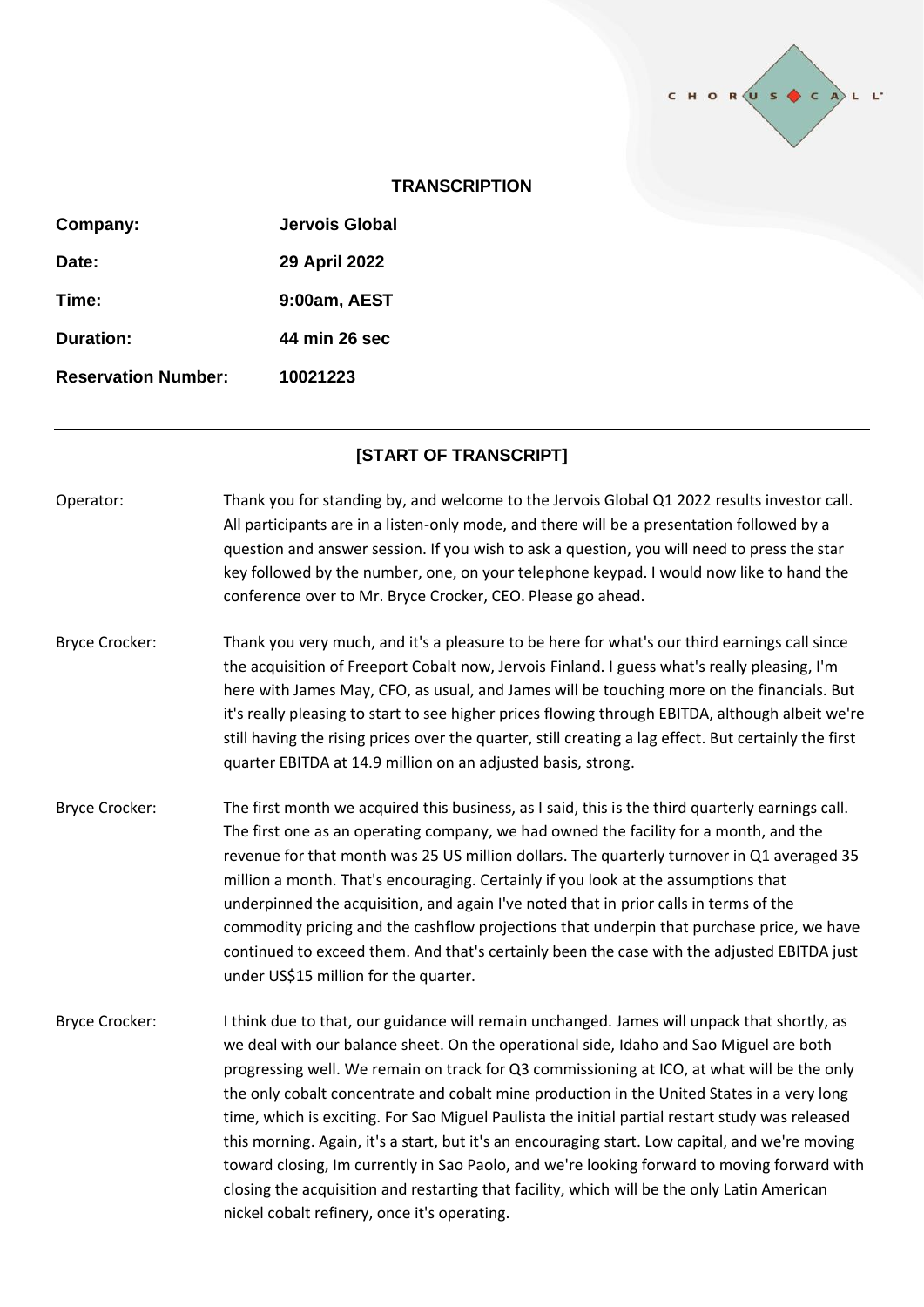**TRANSCRIPTION**

| | |
|---|---|
| **Company:** | **Jervois Global** |
| **Date:** | **29 April 2022** |
| **Time:** | **9:00am, AEST** |
| **Duration:** | **44 min 26 sec** |
| **Reservation Number:** | **10021223** |

---

**[START OF TRANSCRIPT]**

Operator: Thank you for standing by, and welcome to the Jervois Global Q1 2022 results investor call. All participants are in a listen-only mode, and there will be a presentation followed by a question and answer session. If you wish to ask a question, you will need to press the star key followed by the number, one, on your telephone keypad. I would now like to hand the conference over to Mr. Bryce Crocker, CEO. Please go ahead.

Bryce Crocker: Thank you very much, and it's a pleasure to be here for what's our third earnings call since the acquisition of Freeport Cobalt now, Jervois Finland. I guess what's really pleasing, I'm here with James May, CFO, as usual, and James will be touching more on the financials. But it's really pleasing to start to see higher prices flowing through EBITDA, although albeit we're still having the rising prices over the quarter, still creating a lag effect. But certainly the first quarter EBITDA at 14.9 million on an adjusted basis, strong.

Bryce Crocker: The first month we acquired this business, as I said, this is the third quarterly earnings call. The first one as an operating company, we had owned the facility for a month, and the revenue for that month was 25 US million dollars. The quarterly turnover in Q1 averaged 35 million a month. That's encouraging. Certainly if you look at the assumptions that underpinned the acquisition, and again I've noted that in prior calls in terms of the commodity pricing and the cashflow projections that underpin that purchase price, we have continued to exceed them. And that's certainly been the case with the adjusted EBITDA just under US$15 million for the quarter.

Bryce Crocker: I think due to that, our guidance will remain unchanged. James will unpack that shortly, as we deal with our balance sheet. On the operational side, Idaho and Sao Miguel are both progressing well. We remain on track for Q3 commissioning at ICO, at what will be the only the only cobalt concentrate and cobalt mine production in the United States in a very long time, which is exciting. For Sao Miguel Paulista the initial partial restart study was released this morning. Again, it's a start, but it's an encouraging start. Low capital, and we're moving toward closing, Im currently in Sao Paolo, and we're looking forward to moving forward with closing the acquisition and restarting that facility, which will be the only Latin American nickel cobalt refinery, once it's operating.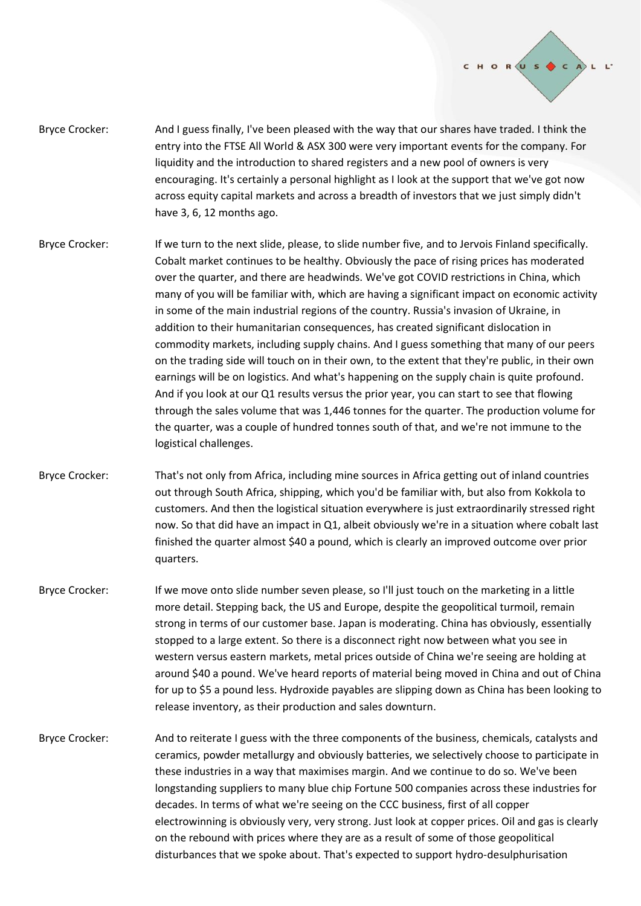Bryce Crocker: And I guess finally, I've been pleased with the way that our shares have traded. I think the entry into the FTSE All World & ASX 300 were very important events for the company. For liquidity and the introduction to shared registers and a new pool of owners is very encouraging. It's certainly a personal highlight as I look at the support that we've got now across equity capital markets and across a breadth of investors that we just simply didn't have 3, 6, 12 months ago.

Bryce Crocker: If we turn to the next slide, please, to slide number five, and to Jervois Finland specifically. Cobalt market continues to be healthy. Obviously the pace of rising prices has moderated over the quarter, and there are headwinds. We've got COVID restrictions in China, which many of you will be familiar with, which are having a significant impact on economic activity in some of the main industrial regions of the country. Russia's invasion of Ukraine, in addition to their humanitarian consequences, has created significant dislocation in commodity markets, including supply chains. And I guess something that many of our peers on the trading side will touch on in their own, to the extent that they're public, in their own earnings will be on logistics. And what's happening on the supply chain is quite profound. And if you look at our Q1 results versus the prior year, you can start to see that flowing through the sales volume that was 1,446 tonnes for the quarter. The production volume for the quarter, was a couple of hundred tonnes south of that, and we're not immune to the logistical challenges.

Bryce Crocker: That's not only from Africa, including mine sources in Africa getting out of inland countries out through South Africa, shipping, which you'd be familiar with, but also from Kokkola to customers. And then the logistical situation everywhere is just extraordinarily stressed right now. So that did have an impact in Q1, albeit obviously we're in a situation where cobalt last finished the quarter almost $40 a pound, which is clearly an improved outcome over prior quarters.

Bryce Crocker: If we move onto slide number seven please, so I'll just touch on the marketing in a little more detail. Stepping back, the US and Europe, despite the geopolitical turmoil, remain strong in terms of our customer base. Japan is moderating. China has obviously, essentially stopped to a large extent. So there is a disconnect right now between what you see in western versus eastern markets, metal prices outside of China we're seeing are holding at around $40 a pound. We've heard reports of material being moved in China and out of China for up to $5 a pound less. Hydroxide payables are slipping down as China has been looking to release inventory, as their production and sales downturn.

Bryce Crocker: And to reiterate I guess with the three components of the business, chemicals, catalysts and ceramics, powder metallurgy and obviously batteries, we selectively choose to participate in these industries in a way that maximises margin. And we continue to do so. We've been longstanding suppliers to many blue chip Fortune 500 companies across these industries for decades. In terms of what we're seeing on the CCC business, first of all copper electrowinning is obviously very, very strong. Just look at copper prices. Oil and gas is clearly on the rebound with prices where they are as a result of some of those geopolitical disturbances that we spoke about. That's expected to support hydro-desulphurisation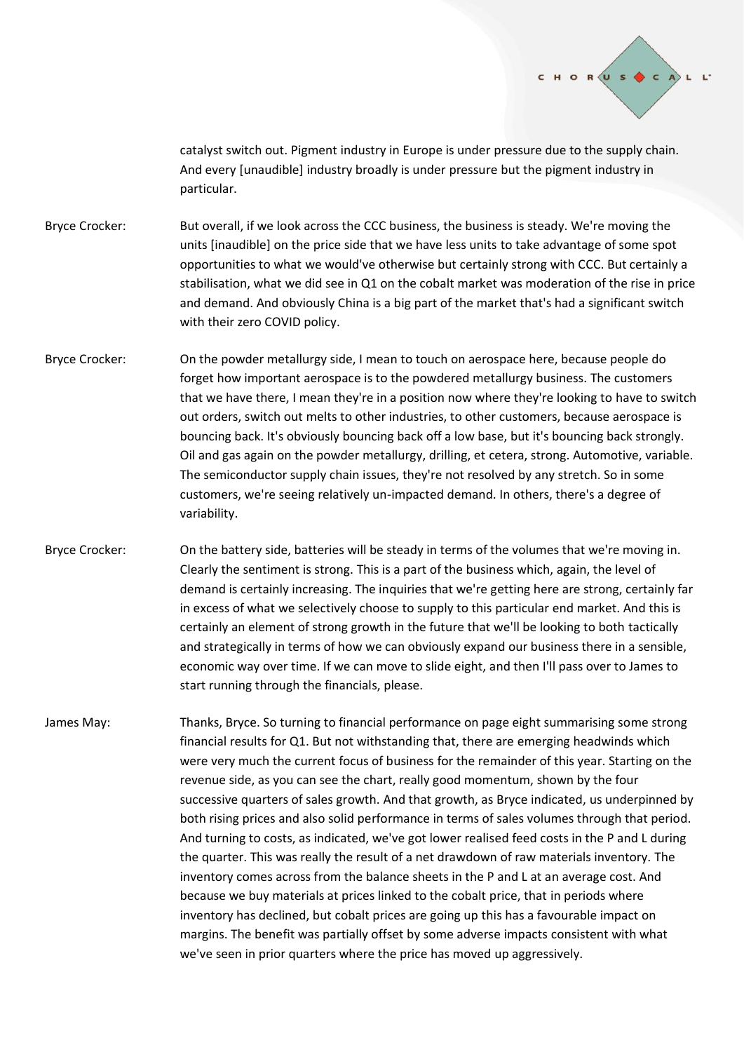catalyst switch out. Pigment industry in Europe is under pressure due to the supply chain. And every [unaudible] industry broadly is under pressure but the pigment industry in particular.

Bryce Crocker: But overall, if we look across the CCC business, the business is steady. We're moving the units [inaudible] on the price side that we have less units to take advantage of some spot opportunities to what we would've otherwise but certainly strong with CCC. But certainly a stabilisation, what we did see in Q1 on the cobalt market was moderation of the rise in price and demand. And obviously China is a big part of the market that's had a significant switch with their zero COVID policy.

Bryce Crocker: On the powder metallurgy side, I mean to touch on aerospace here, because people do forget how important aerospace is to the powdered metallurgy business. The customers that we have there, I mean they're in a position now where they're looking to have to switch out orders, switch out melts to other industries, to other customers, because aerospace is bouncing back. It's obviously bouncing back off a low base, but it's bouncing back strongly. Oil and gas again on the powder metallurgy, drilling, et cetera, strong. Automotive, variable. The semiconductor supply chain issues, they're not resolved by any stretch. So in some customers, we're seeing relatively un-impacted demand. In others, there's a degree of variability.

Bryce Crocker: On the battery side, batteries will be steady in terms of the volumes that we're moving in. Clearly the sentiment is strong. This is a part of the business which, again, the level of demand is certainly increasing. The inquiries that we're getting here are strong, certainly far in excess of what we selectively choose to supply to this particular end market. And this is certainly an element of strong growth in the future that we'll be looking to both tactically and strategically in terms of how we can obviously expand our business there in a sensible, economic way over time. If we can move to slide eight, and then I'll pass over to James to start running through the financials, please.

James May: Thanks, Bryce. So turning to financial performance on page eight summarising some strong financial results for Q1. But not withstanding that, there are emerging headwinds which were very much the current focus of business for the remainder of this year. Starting on the revenue side, as you can see the chart, really good momentum, shown by the four successive quarters of sales growth. And that growth, as Bryce indicated, us underpinned by both rising prices and also solid performance in terms of sales volumes through that period. And turning to costs, as indicated, we've got lower realised feed costs in the P and L during the quarter. This was really the result of a net drawdown of raw materials inventory. The inventory comes across from the balance sheets in the P and L at an average cost. And because we buy materials at prices linked to the cobalt price, that in periods where inventory has declined, but cobalt prices are going up this has a favourable impact on margins. The benefit was partially offset by some adverse impacts consistent with what we've seen in prior quarters where the price has moved up aggressively.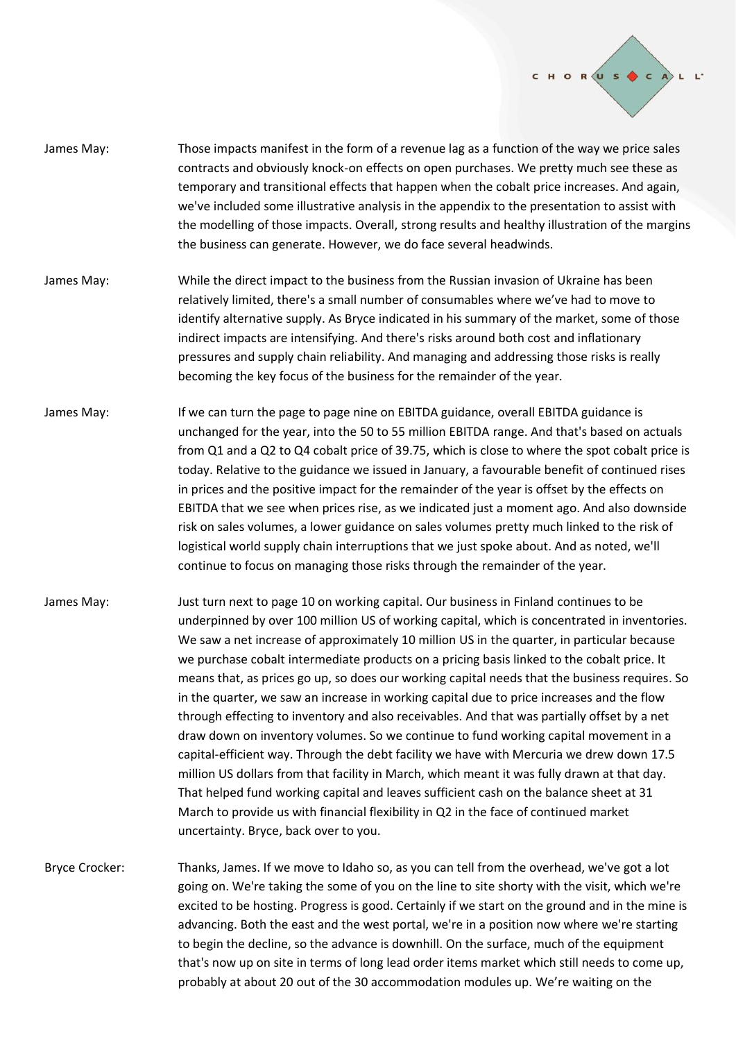James May: Those impacts manifest in the form of a revenue lag as a function of the way we price sales contracts and obviously knock-on effects on open purchases. We pretty much see these as temporary and transitional effects that happen when the cobalt price increases. And again, we've included some illustrative analysis in the appendix to the presentation to assist with the modelling of those impacts. Overall, strong results and healthy illustration of the margins the business can generate. However, we do face several headwinds.

James May: While the direct impact to the business from the Russian invasion of Ukraine has been relatively limited, there's a small number of consumables where we've had to move to identify alternative supply. As Bryce indicated in his summary of the market, some of those indirect impacts are intensifying. And there's risks around both cost and inflationary pressures and supply chain reliability. And managing and addressing those risks is really becoming the key focus of the business for the remainder of the year.

James May: If we can turn the page to page nine on EBITDA guidance, overall EBITDA guidance is unchanged for the year, into the 50 to 55 million EBITDA range. And that's based on actuals from Q1 and a Q2 to Q4 cobalt price of 39.75, which is close to where the spot cobalt price is today. Relative to the guidance we issued in January, a favourable benefit of continued rises in prices and the positive impact for the remainder of the year is offset by the effects on EBITDA that we see when prices rise, as we indicated just a moment ago. And also downside risk on sales volumes, a lower guidance on sales volumes pretty much linked to the risk of logistical world supply chain interruptions that we just spoke about. And as noted, we'll continue to focus on managing those risks through the remainder of the year.

James May: Just turn next to page 10 on working capital. Our business in Finland continues to be underpinned by over 100 million US of working capital, which is concentrated in inventories. We saw a net increase of approximately 10 million US in the quarter, in particular because we purchase cobalt intermediate products on a pricing basis linked to the cobalt price. It means that, as prices go up, so does our working capital needs that the business requires. So in the quarter, we saw an increase in working capital due to price increases and the flow through effecting to inventory and also receivables. And that was partially offset by a net draw down on inventory volumes. So we continue to fund working capital movement in a capital-efficient way. Through the debt facility we have with Mercuria we drew down 17.5 million US dollars from that facility in March, which meant it was fully drawn at that day. That helped fund working capital and leaves sufficient cash on the balance sheet at 31 March to provide us with financial flexibility in Q2 in the face of continued market uncertainty. Bryce, back over to you.

Bryce Crocker: Thanks, James. If we move to Idaho so, as you can tell from the overhead, we've got a lot going on. We're taking the some of you on the line to site shorty with the visit, which we're excited to be hosting. Progress is good. Certainly if we start on the ground and in the mine is advancing. Both the east and the west portal, we're in a position now where we're starting to begin the decline, so the advance is downhill. On the surface, much of the equipment that's now up on site in terms of long lead order items market which still needs to come up, probably at about 20 out of the 30 accommodation modules up. We're waiting on the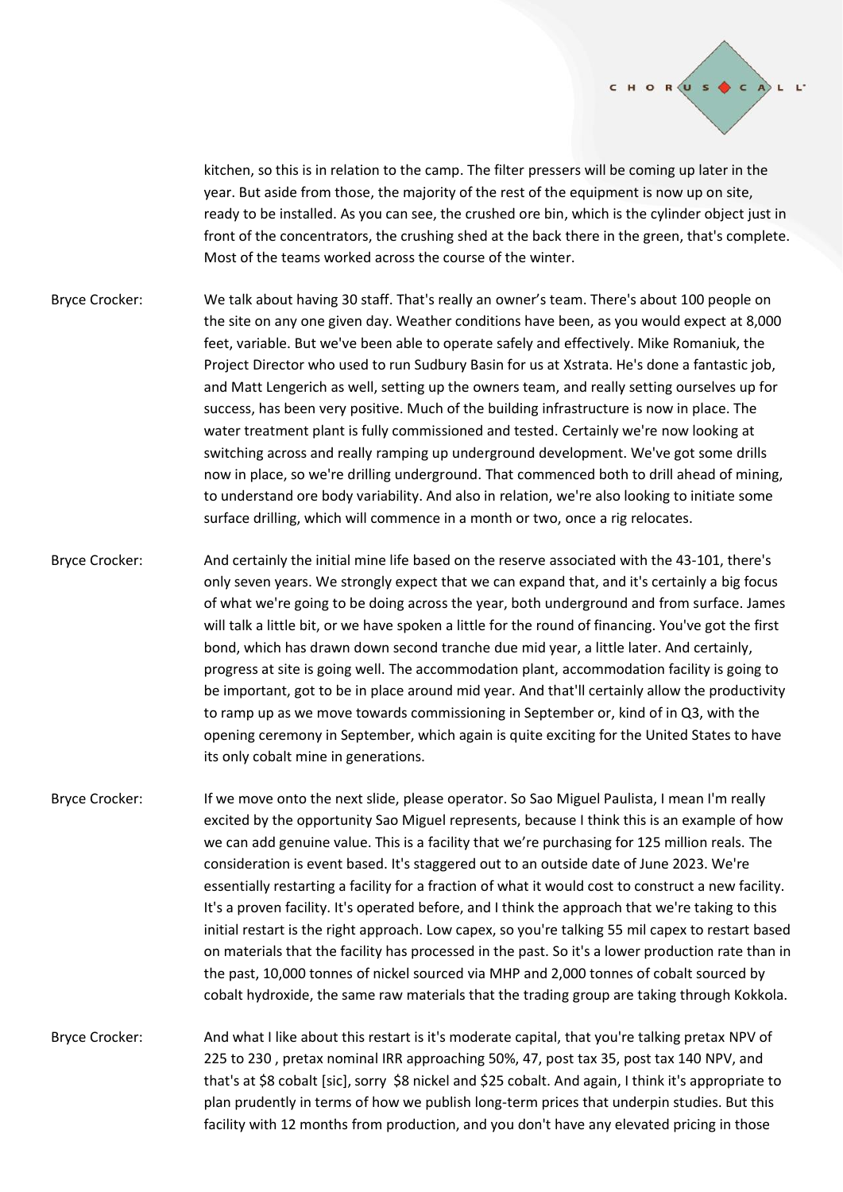kitchen, so this is in relation to the camp. The filter pressers will be coming up later in the year. But aside from those, the majority of the rest of the equipment is now up on site, ready to be installed. As you can see, the crushed ore bin, which is the cylinder object just in front of the concentrators, the crushing shed at the back there in the green, that's complete. Most of the teams worked across the course of the winter.

Bryce Crocker: We talk about having 30 staff. That's really an owner's team. There's about 100 people on the site on any one given day. Weather conditions have been, as you would expect at 8,000 feet, variable. But we've been able to operate safely and effectively. Mike Romaniuk, the Project Director who used to run Sudbury Basin for us at Xstrata. He's done a fantastic job, and Matt Lengerich as well, setting up the owners team, and really setting ourselves up for success, has been very positive. Much of the building infrastructure is now in place. The water treatment plant is fully commissioned and tested. Certainly we're now looking at switching across and really ramping up underground development. We've got some drills now in place, so we're drilling underground. That commenced both to drill ahead of mining, to understand ore body variability. And also in relation, we're also looking to initiate some surface drilling, which will commence in a month or two, once a rig relocates.

Bryce Crocker: And certainly the initial mine life based on the reserve associated with the 43-101, there's only seven years. We strongly expect that we can expand that, and it's certainly a big focus of what we're going to be doing across the year, both underground and from surface. James will talk a little bit, or we have spoken a little for the round of financing. You've got the first bond, which has drawn down second tranche due mid year, a little later. And certainly, progress at site is going well. The accommodation plant, accommodation facility is going to be important, got to be in place around mid year. And that'll certainly allow the productivity to ramp up as we move towards commissioning in September or, kind of in Q3, with the opening ceremony in September, which again is quite exciting for the United States to have its only cobalt mine in generations.

Bryce Crocker: If we move onto the next slide, please operator. So Sao Miguel Paulista, I mean I'm really excited by the opportunity Sao Miguel represents, because I think this is an example of how we can add genuine value. This is a facility that we're purchasing for 125 million reals. The consideration is event based. It's staggered out to an outside date of June 2023. We're essentially restarting a facility for a fraction of what it would cost to construct a new facility. It's a proven facility. It's operated before, and I think the approach that we're taking to this initial restart is the right approach. Low capex, so you're talking 55 mil capex to restart based on materials that the facility has processed in the past. So it's a lower production rate than in the past, 10,000 tonnes of nickel sourced via MHP and 2,000 tonnes of cobalt sourced by cobalt hydroxide, the same raw materials that the trading group are taking through Kokkola.

Bryce Crocker: And what I like about this restart is it's moderate capital, that you're talking pretax NPV of 225 to 230 , pretax nominal IRR approaching 50%, 47, post tax 35, post tax 140 NPV, and that's at $8 cobalt [sic], sorry $8 nickel and $25 cobalt. And again, I think it's appropriate to plan prudently in terms of how we publish long-term prices that underpin studies. But this facility with 12 months from production, and you don't have any elevated pricing in those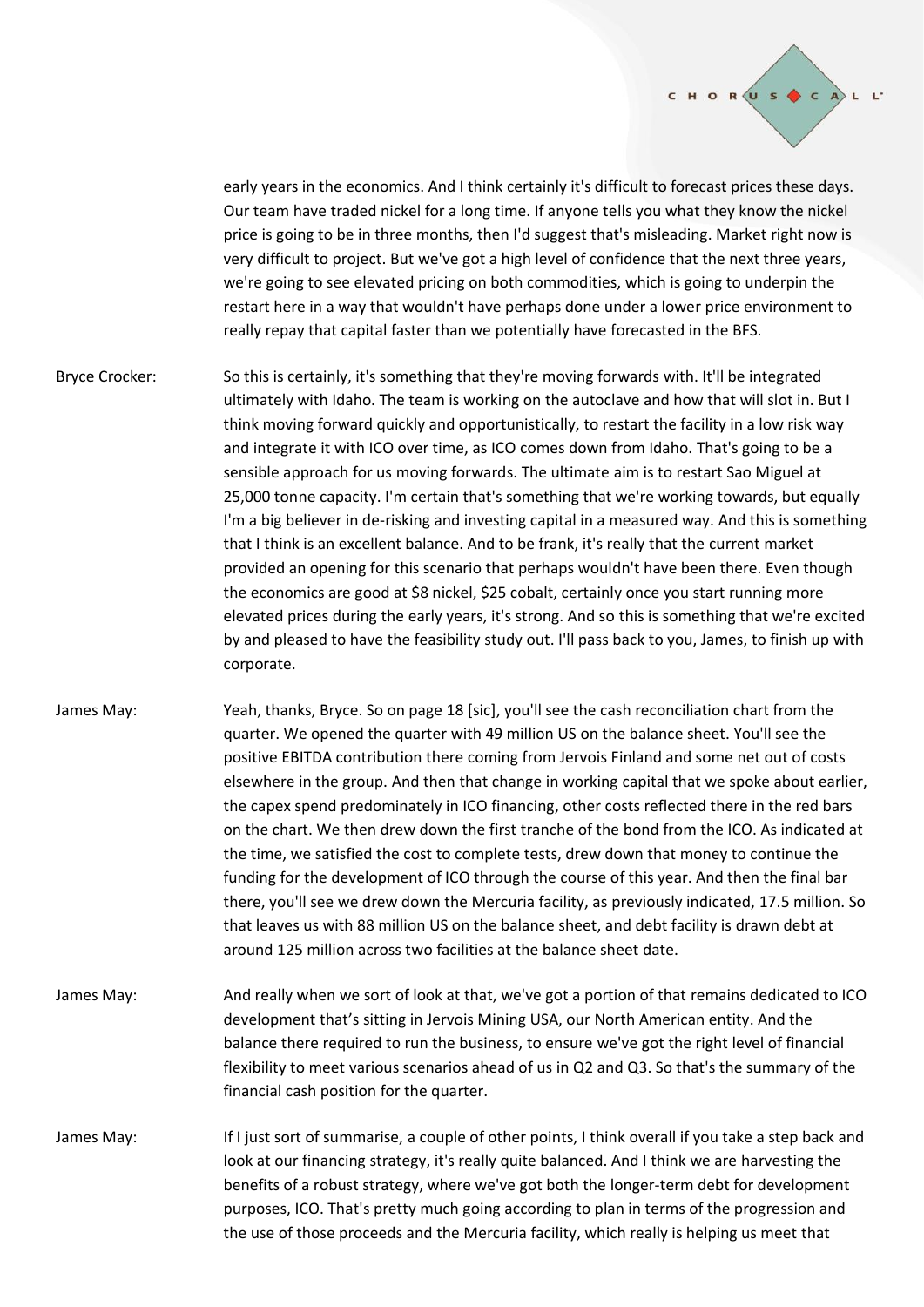early years in the economics. And I think certainly it's difficult to forecast prices these days. Our team have traded nickel for a long time. If anyone tells you what they know the nickel price is going to be in three months, then I'd suggest that's misleading. Market right now is very difficult to project. But we've got a high level of confidence that the next three years, we're going to see elevated pricing on both commodities, which is going to underpin the restart here in a way that wouldn't have perhaps done under a lower price environment to really repay that capital faster than we potentially have forecasted in the BFS.

Bryce Crocker: So this is certainly, it's something that they're moving forwards with. It'll be integrated ultimately with Idaho. The team is working on the autoclave and how that will slot in. But I think moving forward quickly and opportunistically, to restart the facility in a low risk way and integrate it with ICO over time, as ICO comes down from Idaho. That's going to be a sensible approach for us moving forwards. The ultimate aim is to restart Sao Miguel at 25,000 tonne capacity. I'm certain that's something that we're working towards, but equally I'm a big believer in de-risking and investing capital in a measured way. And this is something that I think is an excellent balance. And to be frank, it's really that the current market provided an opening for this scenario that perhaps wouldn't have been there. Even though the economics are good at $8 nickel, $25 cobalt, certainly once you start running more elevated prices during the early years, it's strong. And so this is something that we're excited by and pleased to have the feasibility study out. I'll pass back to you, James, to finish up with corporate.

James May: Yeah, thanks, Bryce. So on page 18 [sic], you'll see the cash reconciliation chart from the quarter. We opened the quarter with 49 million US on the balance sheet. You'll see the positive EBITDA contribution there coming from Jervois Finland and some net out of costs elsewhere in the group. And then that change in working capital that we spoke about earlier, the capex spend predominately in ICO financing, other costs reflected there in the red bars on the chart. We then drew down the first tranche of the bond from the ICO. As indicated at the time, we satisfied the cost to complete tests, drew down that money to continue the funding for the development of ICO through the course of this year. And then the final bar there, you'll see we drew down the Mercuria facility, as previously indicated, 17.5 million. So that leaves us with 88 million US on the balance sheet, and debt facility is drawn debt at around 125 million across two facilities at the balance sheet date.

James May: And really when we sort of look at that, we've got a portion of that remains dedicated to ICO development that's sitting in Jervois Mining USA, our North American entity. And the balance there required to run the business, to ensure we've got the right level of financial flexibility to meet various scenarios ahead of us in Q2 and Q3. So that's the summary of the financial cash position for the quarter.

James May: If I just sort of summarise, a couple of other points, I think overall if you take a step back and look at our financing strategy, it's really quite balanced. And I think we are harvesting the benefits of a robust strategy, where we've got both the longer-term debt for development purposes, ICO. That's pretty much going according to plan in terms of the progression and the use of those proceeds and the Mercuria facility, which really is helping us meet that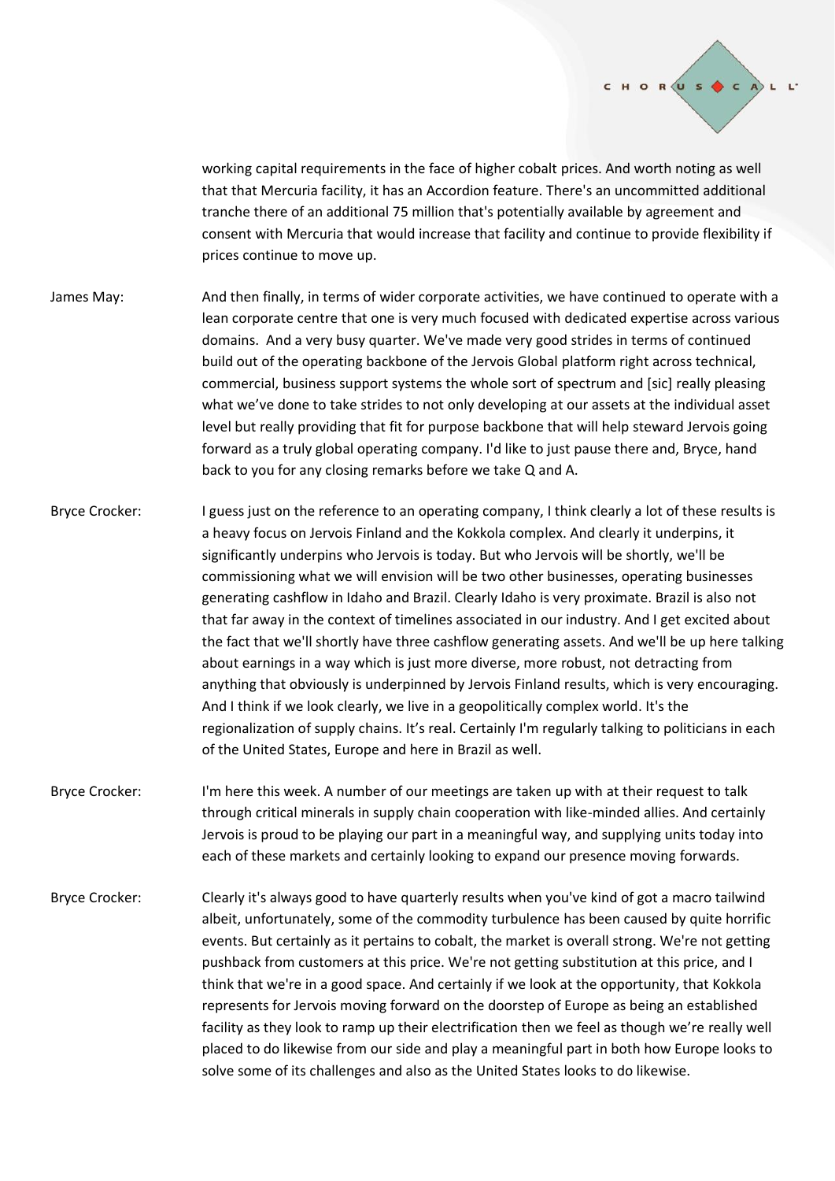working capital requirements in the face of higher cobalt prices. And worth noting as well that that Mercuria facility, it has an Accordion feature. There's an uncommitted additional tranche there of an additional 75 million that's potentially available by agreement and consent with Mercuria that would increase that facility and continue to provide flexibility if prices continue to move up.

James May: And then finally, in terms of wider corporate activities, we have continued to operate with a lean corporate centre that one is very much focused with dedicated expertise across various domains. And a very busy quarter. We've made very good strides in terms of continued build out of the operating backbone of the Jervois Global platform right across technical, commercial, business support systems the whole sort of spectrum and [sic] really pleasing what we've done to take strides to not only developing at our assets at the individual asset level but really providing that fit for purpose backbone that will help steward Jervois going forward as a truly global operating company. I'd like to just pause there and, Bryce, hand back to you for any closing remarks before we take Q and A.

Bryce Crocker: I guess just on the reference to an operating company, I think clearly a lot of these results is a heavy focus on Jervois Finland and the Kokkola complex. And clearly it underpins, it significantly underpins who Jervois is today. But who Jervois will be shortly, we'll be commissioning what we will envision will be two other businesses, operating businesses generating cashflow in Idaho and Brazil. Clearly Idaho is very proximate. Brazil is also not that far away in the context of timelines associated in our industry. And I get excited about the fact that we'll shortly have three cashflow generating assets. And we'll be up here talking about earnings in a way which is just more diverse, more robust, not detracting from anything that obviously is underpinned by Jervois Finland results, which is very encouraging. And I think if we look clearly, we live in a geopolitically complex world. It's the regionalization of supply chains. It's real. Certainly I'm regularly talking to politicians in each of the United States, Europe and here in Brazil as well.

Bryce Crocker: I'm here this week. A number of our meetings are taken up with at their request to talk through critical minerals in supply chain cooperation with like-minded allies. And certainly Jervois is proud to be playing our part in a meaningful way, and supplying units today into each of these markets and certainly looking to expand our presence moving forwards.

Bryce Crocker: Clearly it's always good to have quarterly results when you've kind of got a macro tailwind albeit, unfortunately, some of the commodity turbulence has been caused by quite horrific events. But certainly as it pertains to cobalt, the market is overall strong. We're not getting pushback from customers at this price. We're not getting substitution at this price, and I think that we're in a good space. And certainly if we look at the opportunity, that Kokkola represents for Jervois moving forward on the doorstep of Europe as being an established facility as they look to ramp up their electrification then we feel as though we're really well placed to do likewise from our side and play a meaningful part in both how Europe looks to solve some of its challenges and also as the United States looks to do likewise.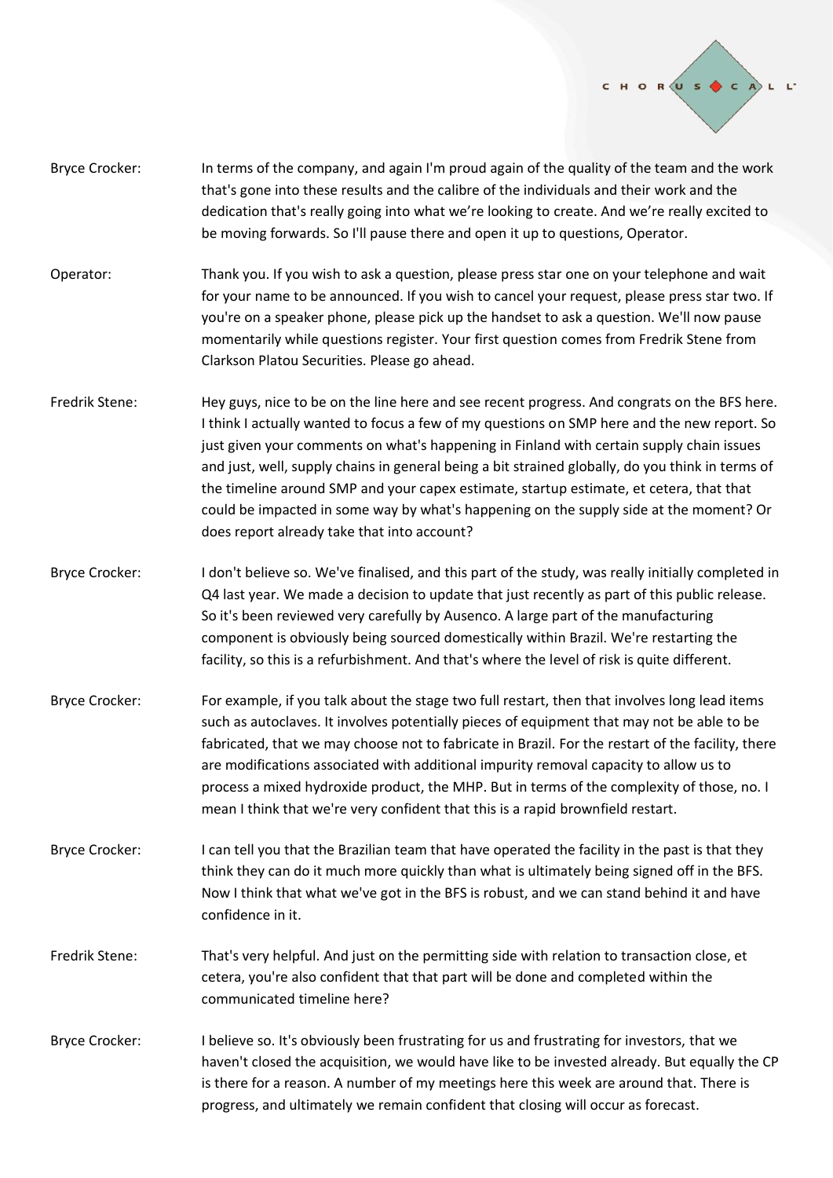Bryce Crocker: In terms of the company, and again I'm proud again of the quality of the team and the work that's gone into these results and the calibre of the individuals and their work and the dedication that's really going into what we're looking to create. And we're really excited to be moving forwards. So I'll pause there and open it up to questions, Operator.

Operator: Thank you. If you wish to ask a question, please press star one on your telephone and wait for your name to be announced. If you wish to cancel your request, please press star two. If you're on a speaker phone, please pick up the handset to ask a question. We'll now pause momentarily while questions register. Your first question comes from Fredrik Stene from Clarkson Platou Securities. Please go ahead.

Fredrik Stene: Hey guys, nice to be on the line here and see recent progress. And congrats on the BFS here. I think I actually wanted to focus a few of my questions on SMP here and the new report. So just given your comments on what's happening in Finland with certain supply chain issues and just, well, supply chains in general being a bit strained globally, do you think in terms of the timeline around SMP and your capex estimate, startup estimate, et cetera, that that could be impacted in some way by what's happening on the supply side at the moment? Or does report already take that into account?

Bryce Crocker: I don't believe so. We've finalised, and this part of the study, was really initially completed in Q4 last year. We made a decision to update that just recently as part of this public release. So it's been reviewed very carefully by Ausenco. A large part of the manufacturing component is obviously being sourced domestically within Brazil. We're restarting the facility, so this is a refurbishment. And that's where the level of risk is quite different.

Bryce Crocker: For example, if you talk about the stage two full restart, then that involves long lead items such as autoclaves. It involves potentially pieces of equipment that may not be able to be fabricated, that we may choose not to fabricate in Brazil. For the restart of the facility, there are modifications associated with additional impurity removal capacity to allow us to process a mixed hydroxide product, the MHP. But in terms of the complexity of those, no. I mean I think that we're very confident that this is a rapid brownfield restart.

Bryce Crocker: I can tell you that the Brazilian team that have operated the facility in the past is that they think they can do it much more quickly than what is ultimately being signed off in the BFS. Now I think that what we've got in the BFS is robust, and we can stand behind it and have confidence in it.

Fredrik Stene: That's very helpful. And just on the permitting side with relation to transaction close, et cetera, you're also confident that that part will be done and completed within the communicated timeline here?

Bryce Crocker: I believe so. It's obviously been frustrating for us and frustrating for investors, that we haven't closed the acquisition, we would have like to be invested already. But equally the CP is there for a reason. A number of my meetings here this week are around that. There is progress, and ultimately we remain confident that closing will occur as forecast.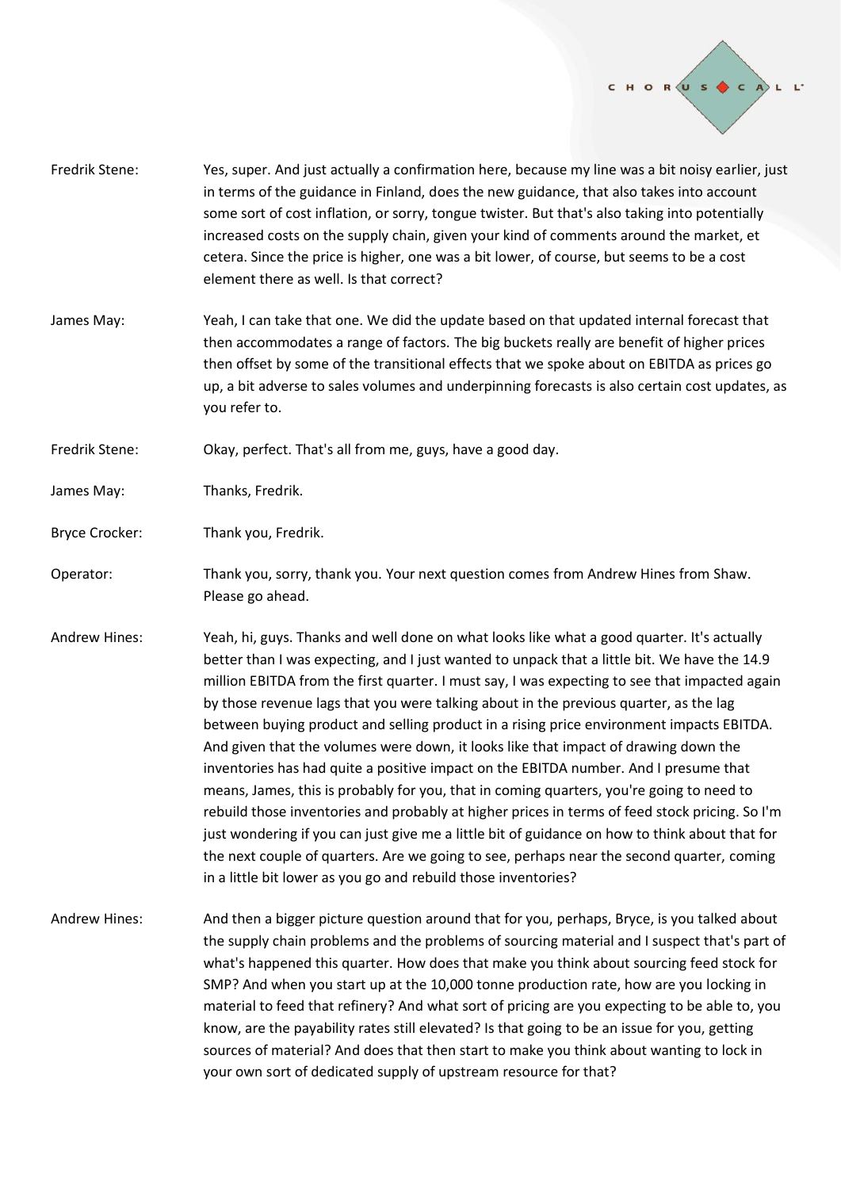Fredrik Stene: Yes, super. And just actually a confirmation here, because my line was a bit noisy earlier, just in terms of the guidance in Finland, does the new guidance, that also takes into account some sort of cost inflation, or sorry, tongue twister. But that's also taking into potentially increased costs on the supply chain, given your kind of comments around the market, et cetera. Since the price is higher, one was a bit lower, of course, but seems to be a cost element there as well. Is that correct?

James May: Yeah, I can take that one. We did the update based on that updated internal forecast that then accommodates a range of factors. The big buckets really are benefit of higher prices then offset by some of the transitional effects that we spoke about on EBITDA as prices go up, a bit adverse to sales volumes and underpinning forecasts is also certain cost updates, as you refer to.

Fredrik Stene: Okay, perfect. That's all from me, guys, have a good day.

James May: Thanks, Fredrik.

Bryce Crocker: Thank you, Fredrik.

Operator: Thank you, sorry, thank you. Your next question comes from Andrew Hines from Shaw. Please go ahead.

Andrew Hines: Yeah, hi, guys. Thanks and well done on what looks like what a good quarter. It's actually better than I was expecting, and I just wanted to unpack that a little bit. We have the 14.9 million EBITDA from the first quarter. I must say, I was expecting to see that impacted again by those revenue lags that you were talking about in the previous quarter, as the lag between buying product and selling product in a rising price environment impacts EBITDA. And given that the volumes were down, it looks like that impact of drawing down the inventories has had quite a positive impact on the EBITDA number. And I presume that means, James, this is probably for you, that in coming quarters, you're going to need to rebuild those inventories and probably at higher prices in terms of feed stock pricing. So I'm just wondering if you can just give me a little bit of guidance on how to think about that for the next couple of quarters. Are we going to see, perhaps near the second quarter, coming in a little bit lower as you go and rebuild those inventories?

Andrew Hines: And then a bigger picture question around that for you, perhaps, Bryce, is you talked about the supply chain problems and the problems of sourcing material and I suspect that's part of what's happened this quarter. How does that make you think about sourcing feed stock for SMP? And when you start up at the 10,000 tonne production rate, how are you locking in material to feed that refinery? And what sort of pricing are you expecting to be able to, you know, are the payability rates still elevated? Is that going to be an issue for you, getting sources of material? And does that then start to make you think about wanting to lock in your own sort of dedicated supply of upstream resource for that?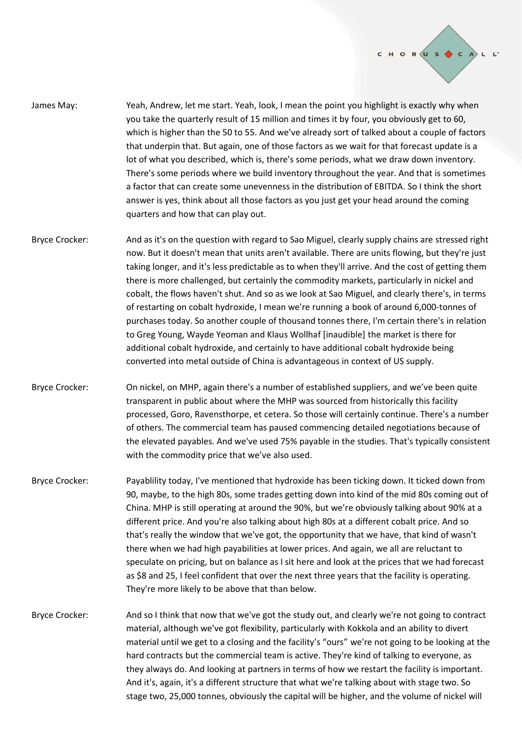James May: Yeah, Andrew, let me start. Yeah, look, I mean the point you highlight is exactly why when you take the quarterly result of 15 million and times it by four, you obviously get to 60, which is higher than the 50 to 55. And we've already sort of talked about a couple of factors that underpin that. But again, one of those factors as we wait for that forecast update is a lot of what you described, which is, there's some periods, what we draw down inventory. There's some periods where we build inventory throughout the year. And that is sometimes a factor that can create some unevenness in the distribution of EBITDA. So I think the short answer is yes, think about all those factors as you just get your head around the coming quarters and how that can play out.

Bryce Crocker: And as it's on the question with regard to Sao Miguel, clearly supply chains are stressed right now. But it doesn't mean that units aren't available. There are units flowing, but they're just taking longer, and it's less predictable as to when they'll arrive. And the cost of getting them there is more challenged, but certainly the commodity markets, particularly in nickel and cobalt, the flows haven't shut. And so as we look at Sao Miguel, and clearly there's, in terms of restarting on cobalt hydroxide, I mean we're running a book of around 6,000-tonnes of purchases today. So another couple of thousand tonnes there, I'm certain there's in relation to Greg Young, Wayde Yeoman and Klaus Wollhaf [inaudible] the market is there for additional cobalt hydroxide, and certainly to have additional cobalt hydroxide being converted into metal outside of China is advantageous in context of US supply.

Bryce Crocker: On nickel, on MHP, again there's a number of established suppliers, and we've been quite transparent in public about where the MHP was sourced from historically this facility processed, Goro, Ravensthorpe, et cetera. So those will certainly continue. There's a number of others. The commercial team has paused commencing detailed negotiations because of the elevated payables. And we've used 75% payable in the studies. That's typically consistent with the commodity price that we've also used.

Bryce Crocker: Payablility today, I've mentioned that hydroxide has been ticking down. It ticked down from 90, maybe, to the high 80s, some trades getting down into kind of the mid 80s coming out of China. MHP is still operating at around the 90%, but we're obviously talking about 90% at a different price. And you're also talking about high 80s at a different cobalt price. And so that's really the window that we've got, the opportunity that we have, that kind of wasn't there when we had high payabilities at lower prices. And again, we all are reluctant to speculate on pricing, but on balance as I sit here and look at the prices that we had forecast as $8 and 25, I feel confident that over the next three years that the facility is operating. They're more likely to be above that than below.

Bryce Crocker: And so I think that now that we've got the study out, and clearly we're not going to contract material, although we've got flexibility, particularly with Kokkola and an ability to divert material until we get to a closing and the facility's "ours" we're not going to be looking at the hard contracts but the commercial team is active. They're kind of talking to everyone, as they always do. And looking at partners in terms of how we restart the facility is important. And it's, again, it's a different structure that what we're talking about with stage two. So stage two, 25,000 tonnes, obviously the capital will be higher, and the volume of nickel will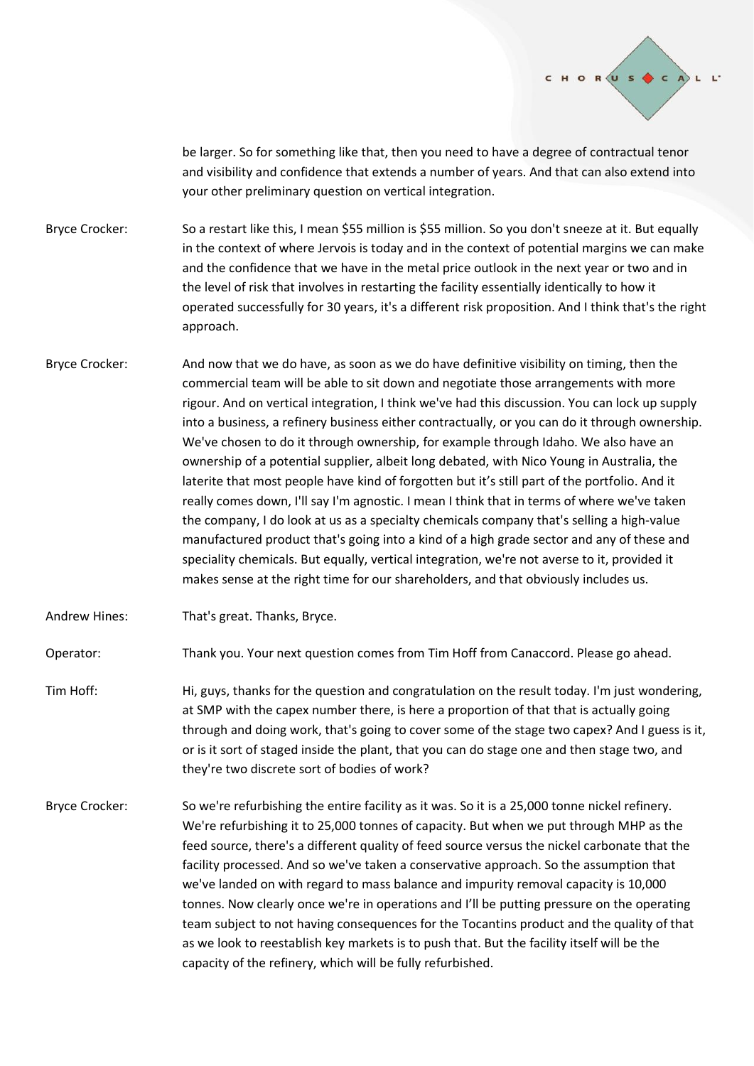be larger. So for something like that, then you need to have a degree of contractual tenor and visibility and confidence that extends a number of years. And that can also extend into your other preliminary question on vertical integration.

**Bryce Crocker:** So a restart like this, I mean $55 million is $55 million. So you don't sneeze at it. But equally in the context of where Jervois is today and in the context of potential margins we can make and the confidence that we have in the metal price outlook in the next year or two and in the level of risk that involves in restarting the facility essentially identically to how it operated successfully for 30 years, it's a different risk proposition. And I think that's the right approach.

**Bryce Crocker:** And now that we do have, as soon as we do have definitive visibility on timing, then the commercial team will be able to sit down and negotiate those arrangements with more rigour. And on vertical integration, I think we've had this discussion. You can lock up supply into a business, a refinery business either contractually, or you can do it through ownership. We've chosen to do it through ownership, for example through Idaho. We also have an ownership of a potential supplier, albeit long debated, with Nico Young in Australia, the laterite that most people have kind of forgotten but it's still part of the portfolio. And it really comes down, I'll say I'm agnostic. I mean I think that in terms of where we've taken the company, I do look at us as a specialty chemicals company that's selling a high-value manufactured product that's going into a kind of a high grade sector and any of these and speciality chemicals. But equally, vertical integration, we're not averse to it, provided it makes sense at the right time for our shareholders, and that obviously includes us.

**Andrew Hines:** That's great. Thanks, Bryce.

**Operator:** Thank you. Your next question comes from Tim Hoff from Canaccord. Please go ahead.

**Tim Hoff:** Hi, guys, thanks for the question and congratulation on the result today. I'm just wondering, at SMP with the capex number there, is here a proportion of that that is actually going through and doing work, that's going to cover some of the stage two capex? And I guess is it, or is it sort of staged inside the plant, that you can do stage one and then stage two, and they're two discrete sort of bodies of work?

**Bryce Crocker:** So we're refurbishing the entire facility as it was. So it is a 25,000 tonne nickel refinery. We're refurbishing it to 25,000 tonnes of capacity. But when we put through MHP as the feed source, there's a different quality of feed source versus the nickel carbonate that the facility processed. And so we've taken a conservative approach. So the assumption that we've landed on with regard to mass balance and impurity removal capacity is 10,000 tonnes. Now clearly once we're in operations and I'll be putting pressure on the operating team subject to not having consequences for the Tocantins product and the quality of that as we look to reestablish key markets is to push that. But the facility itself will be the capacity of the refinery, which will be fully refurbished.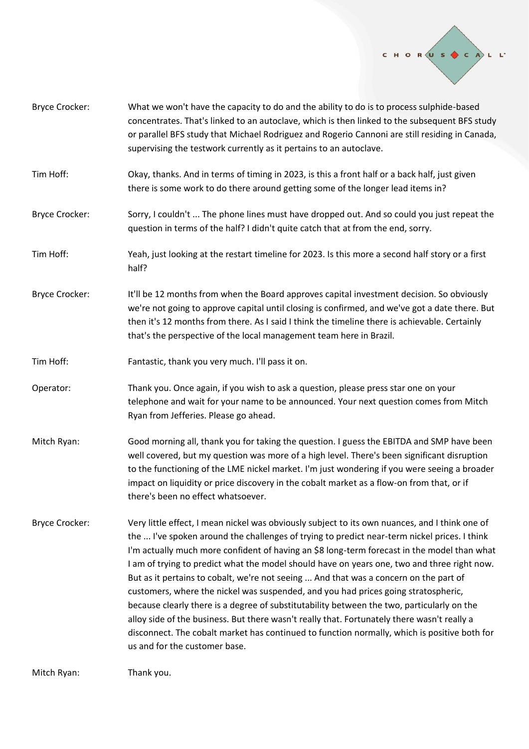**Bryce Crocker:** What we won't have the capacity to do and the ability to do is to process sulphide-based concentrates. That's linked to an autoclave, which is then linked to the subsequent BFS study or parallel BFS study that Michael Rodriguez and Rogerio Cannoni are still residing in Canada, supervising the testwork currently as it pertains to an autoclave.

**Tim Hoff:** Okay, thanks. And in terms of timing in 2023, is this a front half or a back half, just given there is some work to do there around getting some of the longer lead items in?

**Bryce Crocker:** Sorry, I couldn't ... The phone lines must have dropped out. And so could you just repeat the question in terms of the half? I didn't quite catch that at from the end, sorry.

**Tim Hoff:** Yeah, just looking at the restart timeline for 2023. Is this more a second half story or a first half?

**Bryce Crocker:** It'll be 12 months from when the Board approves capital investment decision. So obviously we're not going to approve capital until closing is confirmed, and we've got a date there. But then it's 12 months from there. As I said I think the timeline there is achievable. Certainly that's the perspective of the local management team here in Brazil.

**Tim Hoff:** Fantastic, thank you very much. I'll pass it on.

**Operator:** Thank you. Once again, if you wish to ask a question, please press star one on your telephone and wait for your name to be announced. Your next question comes from Mitch Ryan from Jefferies. Please go ahead.

**Mitch Ryan:** Good morning all, thank you for taking the question. I guess the EBITDA and SMP have been well covered, but my question was more of a high level. There's been significant disruption to the functioning of the LME nickel market. I'm just wondering if you were seeing a broader impact on liquidity or price discovery in the cobalt market as a flow-on from that, or if there's been no effect whatsoever.

**Bryce Crocker:** Very little effect, I mean nickel was obviously subject to its own nuances, and I think one of the ... I've spoken around the challenges of trying to predict near-term nickel prices. I think I'm actually much more confident of having an $8 long-term forecast in the model than what I am of trying to predict what the model should have on years one, two and three right now. But as it pertains to cobalt, we're not seeing ... And that was a concern on the part of customers, where the nickel was suspended, and you had prices going stratospheric, because clearly there is a degree of substitutability between the two, particularly on the alloy side of the business. But there wasn't really that. Fortunately there wasn't really a disconnect. The cobalt market has continued to function normally, which is positive both for us and for the customer base.

**Mitch Ryan:** Thank you.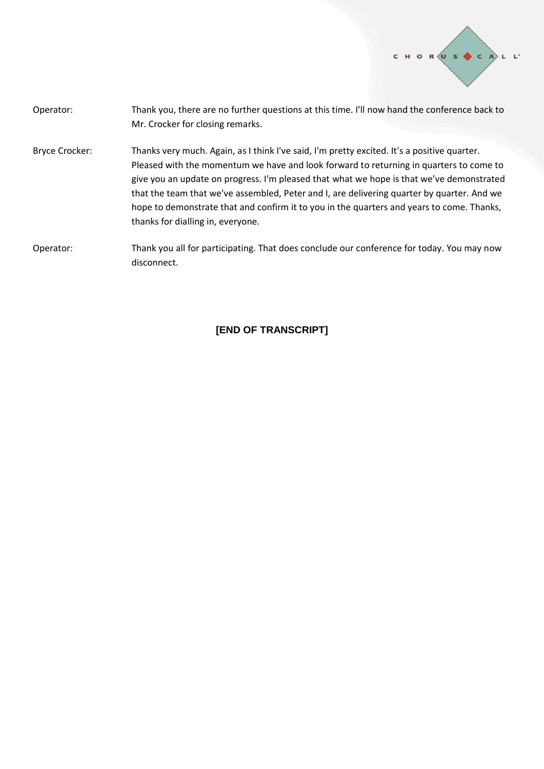Operator: Thank you, there are no further questions at this time. I'll now hand the conference back to Mr. Crocker for closing remarks.

Bryce Crocker: Thanks very much. Again, as I think I've said, I'm pretty excited. It's a positive quarter. Pleased with the momentum we have and look forward to returning in quarters to come to give you an update on progress. I'm pleased that what we hope is that we've demonstrated that the team that we've assembled, Peter and I, are delivering quarter by quarter. And we hope to demonstrate that and confirm it to you in the quarters and years to come. Thanks, thanks for dialling in, everyone.

Operator: Thank you all for participating. That does conclude our conference for today. You may now disconnect.

**[END OF TRANSCRIPT]**